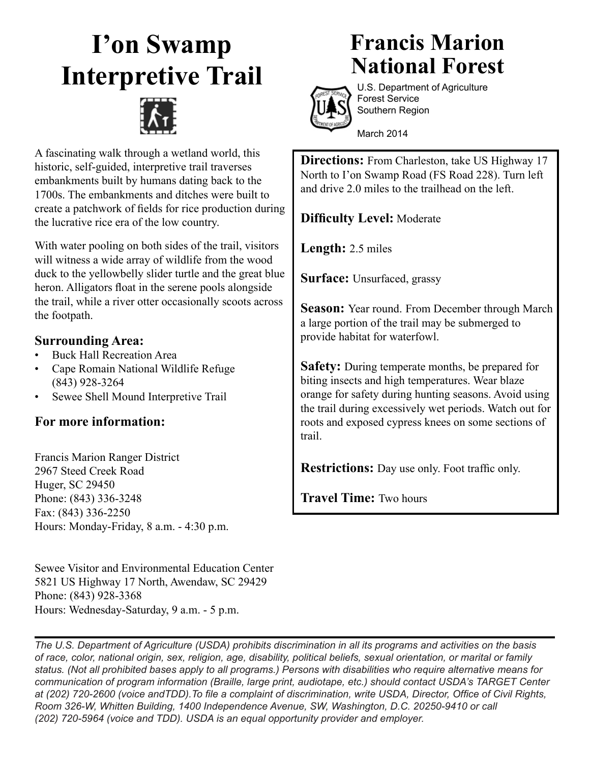# I'on Swamp Interpretive Trail

# Francis Marion National Forest

U.S. Department of Agriculture
Forest Service
Southern Region

March 2014

A fascinating walk through a wetland world, this historic, self-guided, interpretive trail traverses embankments built by humans dating back to the 1700s. The embankments and ditches were built to create a patchwork of fields for rice production during the lucrative rice era of the low country.

With water pooling on both sides of the trail, visitors will witness a wide array of wildlife from the wood duck to the yellowbelly slider turtle and the great blue heron. Alligators float in the serene pools alongside the trail, while a river otter occasionally scoots across the footpath.

### Surrounding Area:

- Buck Hall Recreation Area
- Cape Romain National Wildlife Refuge (843) 928-3264
- Sewee Shell Mound Interpretive Trail

### For more information:

Francis Marion Ranger District
2967 Steed Creek Road
Huger, SC 29450
Phone: (843) 336-3248
Fax: (843) 336-2250
Hours: Monday-Friday, 8 a.m. - 4:30 p.m.

Sewee Visitor and Environmental Education Center
5821 US Highway 17 North, Awendaw, SC 29429
Phone: (843) 928-3368
Hours: Wednesday-Saturday, 9 a.m. - 5 p.m.

**Directions:** From Charleston, take US Highway 17 North to I'on Swamp Road (FS Road 228). Turn left and drive 2.0 miles to the trailhead on the left.

**Difficulty Level:** Moderate

**Length:** 2.5 miles

**Surface:** Unsurfaced, grassy

**Season:** Year round. From December through March a large portion of the trail may be submerged to provide habitat for waterfowl.

**Safety:** During temperate months, be prepared for biting insects and high temperatures. Wear blaze orange for safety during hunting seasons. Avoid using the trail during excessively wet periods. Watch out for roots and exposed cypress knees on some sections of trail.

**Restrictions:** Day use only. Foot traffic only.

**Travel Time:** Two hours

*The U.S. Department of Agriculture (USDA) prohibits discrimination in all its programs and activities on the basis of race, color, national origin, sex, religion, age, disability, political beliefs, sexual orientation, or marital or family status. (Not all prohibited bases apply to all programs.) Persons with disabilities who require alternative means for communication of program information (Braille, large print, audiotape, etc.) should contact USDA's TARGET Center at (202) 720-2600 (voice andTDD).To file a complaint of discrimination, write USDA, Director, Office of Civil Rights, Room 326-W, Whitten Building, 1400 Independence Avenue, SW, Washington, D.C. 20250-9410 or call (202) 720-5964 (voice and TDD). USDA is an equal opportunity provider and employer.*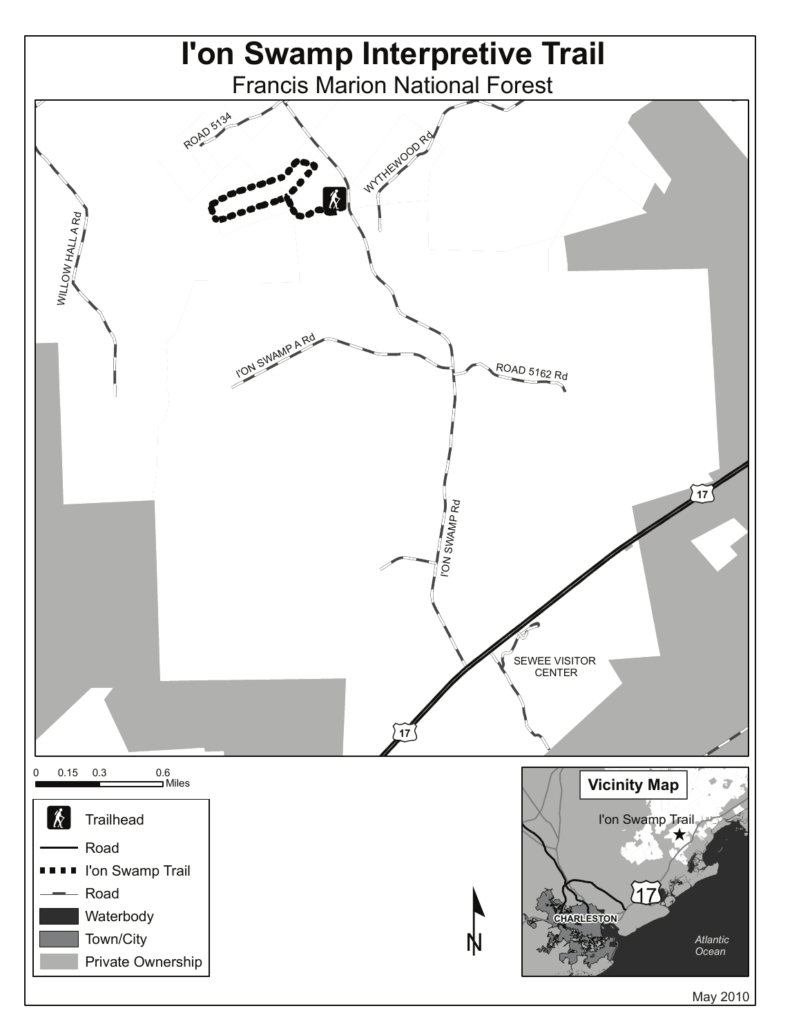# I'on Swamp Interpretive Trail

Francis Marion National Forest

ROAD 5134

WYTHEWOOD Rd

WILLOW HALL A Rd

I'ON SWAMP A Rd

ROAD 5162 Rd

17

I'ON SWAMP Rd

SEWEE VISITOR CENTER

17

0 0.15 0.3 0.6 Miles

Trailhead

Road

I'on Swamp Trail

Road

Waterbody

Town/City

Private Ownership

N

Vicinity Map

I'on Swamp Trail

17

CHARLESTON

Atlantic Ocean

May 2010